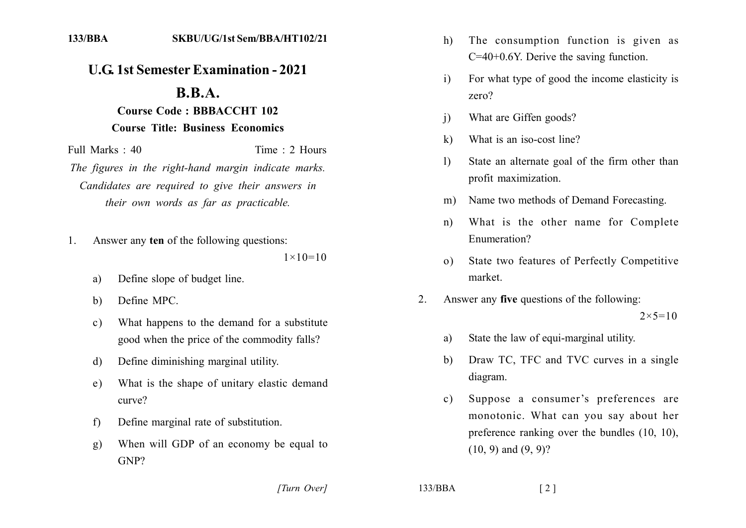# U.G. 1st Semester Examination - 2021

# B.B.A.

### Course Code : BBBACCHT 102

### Course Title: Business Economics

Full Marks : 40 Time : 2 Hours

*The figures in the right-hand margin indicate marks. Candidates are required to give their answers in their own words as far as practicable.*

1. Answer any **ten** of the following questions: $1\times10=10$

   a) Define slope of budget line.

   b) Define MPC.

   c) What happens to the demand for a substitute good when the price of the commodity falls?

   d) Define diminishing marginal utility.

   e) What is the shape of unitary elastic demand curve?

   f) Define marginal rate of substitution.

   g) When will GDP of an economy be equal to GNP?

   h) The consumption function is given as $C=40+0.6Y$. Derive the saving function.

   i) For what type of good the income elasticity is zero?

   j) What are Giffen goods?

   k) What is an iso-cost line?

   l) State an alternate goal of the firm other than profit maximization.

   m) Name two methods of Demand Forecasting.

   n) What is the other name for Complete Enumeration?

   o) State two features of Perfectly Competitive market.

2. Answer any **five** questions of the following: $2\times5=10$

   a) State the law of equi-marginal utility.

   b) Draw TC, TFC and TVC curves in a single diagram.

   c) Suppose a consumer's preferences are monotonic. What can you say about her preference ranking over the bundles (10, 10), (10, 9) and (9, 9)?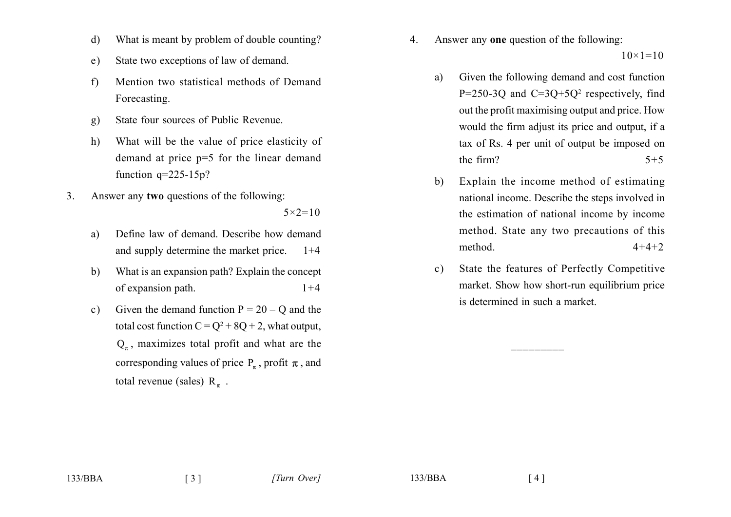d) What is meant by problem of double counting?

e) State two exceptions of law of demand.

f) Mention two statistical methods of Demand Forecasting.

g) State four sources of Public Revenue.

h) What will be the value of price elasticity of demand at price p=5 for the linear demand function q=225-15p?

3. Answer any **two** questions of the following: 5×2=10

a) Define law of demand. Describe how demand and supply determine the market price. 1+4

b) What is an expansion path? Explain the concept of expansion path. 1+4

c) Given the demand function $P = 20 - Q$ and the total cost function $C = Q^2 + 8Q + 2$, what output, $Q_\pi$, maximizes total profit and what are the corresponding values of price $P_\pi$, profit $\pi$, and total revenue (sales) $R_\pi$.

4. Answer any **one** question of the following: 10×1=10

a) Given the following demand and cost function $P=250-3Q$ and $C=3Q+5Q^2$ respectively, find out the profit maximising output and price. How would the firm adjust its price and output, if a tax of Rs. 4 per unit of output be imposed on the firm? 5+5

b) Explain the income method of estimating national income. Describe the steps involved in the estimation of national income by income method. State any two precautions of this method. 4+4+2

c) State the features of Perfectly Competitive market. Show how short-run equilibrium price is determined in such a market.